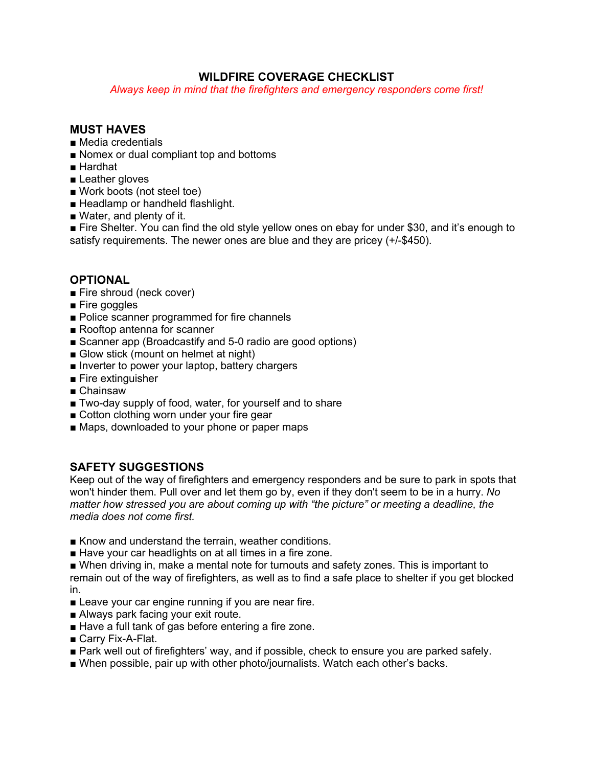# WILDFIRE COVERAGE CHECKLIST

*Always keep in mind that the firefighters and emergency responders come first!*

## MUST HAVES

- Media credentials
- Nomex or dual compliant top and bottoms
- Hardhat
- Leather gloves
- Work boots (not steel toe)
- Headlamp or handheld flashlight.
- Water, and plenty of it.
- Fire Shelter. You can find the old style yellow ones on ebay for under $30, and it's enough to satisfy requirements. The newer ones are blue and they are pricey (+/-$450).

## OPTIONAL

- Fire shroud (neck cover)
- Fire goggles
- Police scanner programmed for fire channels
- Rooftop antenna for scanner
- Scanner app (Broadcastify and 5-0 radio are good options)
- Glow stick (mount on helmet at night)
- Inverter to power your laptop, battery chargers
- Fire extinguisher
- Chainsaw
- Two-day supply of food, water, for yourself and to share
- Cotton clothing worn under your fire gear
- Maps, downloaded to your phone or paper maps

## SAFETY SUGGESTIONS

Keep out of the way of firefighters and emergency responders and be sure to park in spots that won't hinder them. Pull over and let them go by, even if they don't seem to be in a hurry. *No matter how stressed you are about coming up with "the picture" or meeting a deadline, the media does not come first.*

- Know and understand the terrain, weather conditions.
- Have your car headlights on at all times in a fire zone.
- When driving in, make a mental note for turnouts and safety zones. This is important to remain out of the way of firefighters, as well as to find a safe place to shelter if you get blocked in.
- Leave your car engine running if you are near fire.
- Always park facing your exit route.
- Have a full tank of gas before entering a fire zone.
- Carry Fix-A-Flat.
- Park well out of firefighters' way, and if possible, check to ensure you are parked safely.
- When possible, pair up with other photo/journalists. Watch each other's backs.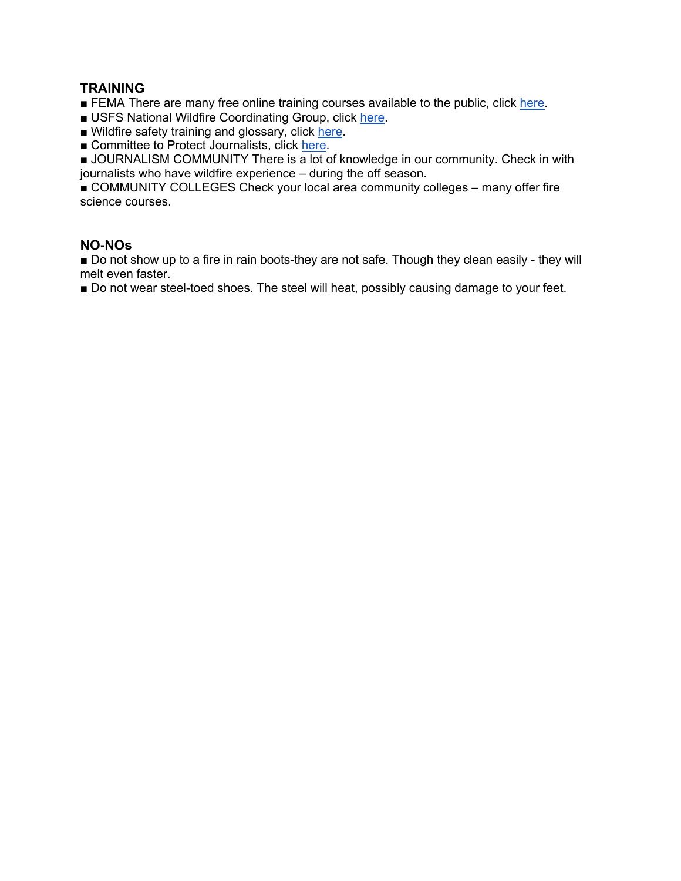## TRAINING

- FEMA There are many free online training courses available to the public, click here.
- USFS National Wildfire Coordinating Group, click here.
- Wildfire safety training and glossary, click here.
- Committee to Protect Journalists, click here.
- JOURNALISM COMMUNITY There is a lot of knowledge in our community. Check in with journalists who have wildfire experience – during the off season.
- COMMUNITY COLLEGES Check your local area community colleges – many offer fire science courses.

## NO-NOs

- Do not show up to a fire in rain boots-they are not safe. Though they clean easily - they will melt even faster.
- Do not wear steel-toed shoes. The steel will heat, possibly causing damage to your feet.